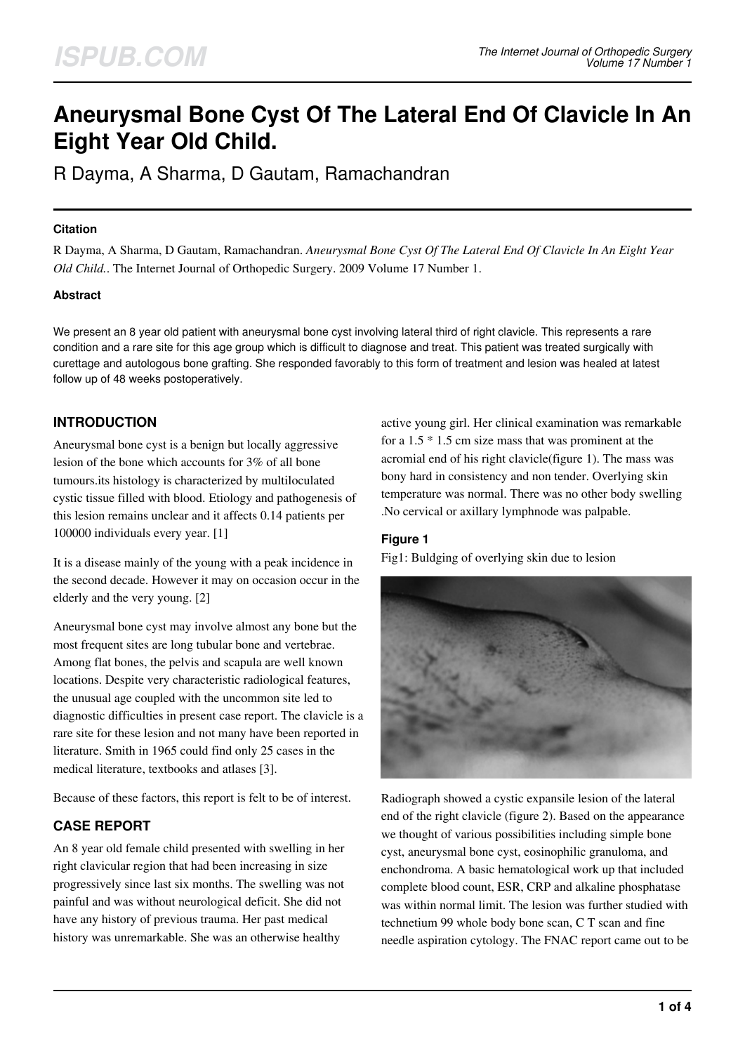# Aneurysmal Bone Cyst Of The Lateral End Of Clavicle In An Eight Year Old Child.

R Dayma, A Sharma, D Gautam, Ramachandran

### Citation

R Dayma, A Sharma, D Gautam, Ramachandran. *Aneurysmal Bone Cyst Of The Lateral End Of Clavicle In An Eight Year Old Child.*. The Internet Journal of Orthopedic Surgery. 2009 Volume 17 Number 1.

### Abstract

We present an 8 year old patient with aneurysmal bone cyst involving lateral third of right clavicle. This represents a rare condition and a rare site for this age group which is difficult to diagnose and treat. This patient was treated surgically with curettage and autologous bone grafting. She responded favorably to this form of treatment and lesion was healed at latest follow up of 48 weeks postoperatively.

## INTRODUCTION

Aneurysmal bone cyst is a benign but locally aggressive lesion of the bone which accounts for 3% of all bone tumours.its histology is characterized by multiloculated cystic tissue filled with blood. Etiology and pathogenesis of this lesion remains unclear and it affects 0.14 patients per 100000 individuals every year. [1]

It is a disease mainly of the young with a peak incidence in the second decade. However it may on occasion occur in the elderly and the very young. [2]

Aneurysmal bone cyst may involve almost any bone but the most frequent sites are long tubular bone and vertebrae. Among flat bones, the pelvis and scapula are well known locations. Despite very characteristic radiological features, the unusual age coupled with the uncommon site led to diagnostic difficulties in present case report. The clavicle is a rare site for these lesion and not many have been reported in literature. Smith in 1965 could find only 25 cases in the medical literature, textbooks and atlases [3].

Because of these factors, this report is felt to be of interest.

## CASE REPORT

An 8 year old female child presented with swelling in her right clavicular region that had been increasing in size progressively since last six months. The swelling was not painful and was without neurological deficit. She did not have any history of previous trauma. Her past medical history was unremarkable. She was an otherwise healthy active young girl. Her clinical examination was remarkable for a 1.5 * 1.5 cm size mass that was prominent at the acromial end of his right clavicle(figure 1). The mass was bony hard in consistency and non tender. Overlying skin temperature was normal. There was no other body swelling .No cervical or axillary lymphnode was palpable.

### Figure 1

Fig1: Buldging of overlying skin due to lesion

Radiograph showed a cystic expansile lesion of the lateral end of the right clavicle (figure 2). Based on the appearance we thought of various possibilities including simple bone cyst, aneurysmal bone cyst, eosinophilic granuloma, and enchondroma. A basic hematological work up that included complete blood count, ESR, CRP and alkaline phosphatase was within normal limit. The lesion was further studied with technetium 99 whole body bone scan, C T scan and fine needle aspiration cytology. The FNAC report came out to be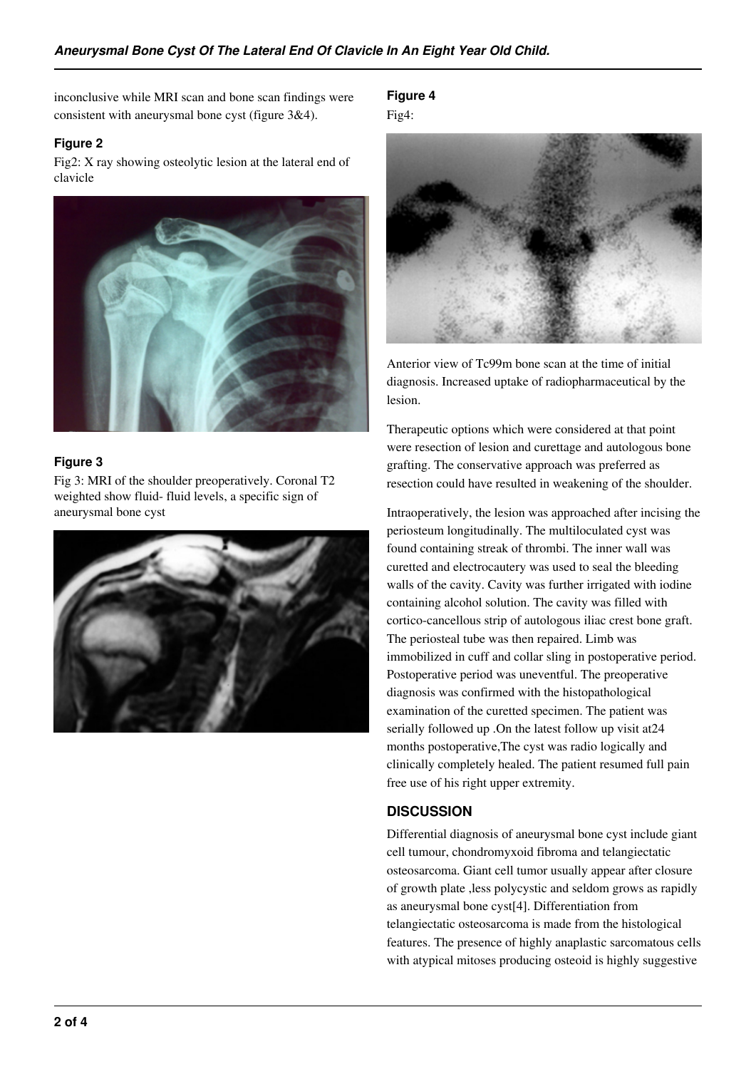inconclusive while MRI scan and bone scan findings were consistent with aneurysmal bone cyst (figure 3&4).

### Figure 2

Fig2: X ray showing osteolytic lesion at the lateral end of clavicle

### Figure 3

Fig 3: MRI of the shoulder preoperatively. Coronal T2 weighted show fluid- fluid levels, a specific sign of aneurysmal bone cyst

### Figure 4

Fig4:

Anterior view of Tc99m bone scan at the time of initial diagnosis. Increased uptake of radiopharmaceutical by the lesion.

Therapeutic options which were considered at that point were resection of lesion and curettage and autologous bone grafting. The conservative approach was preferred as resection could have resulted in weakening of the shoulder.

Intraoperatively, the lesion was approached after incising the periosteum longitudinally. The multiloculated cyst was found containing streak of thrombi. The inner wall was curetted and electrocautery was used to seal the bleeding walls of the cavity. Cavity was further irrigated with iodine containing alcohol solution. The cavity was filled with cortico-cancellous strip of autologous iliac crest bone graft. The periosteal tube was then repaired. Limb was immobilized in cuff and collar sling in postoperative period. Postoperative period was uneventful. The preoperative diagnosis was confirmed with the histopathological examination of the curetted specimen. The patient was serially followed up .On the latest follow up visit at24 months postoperative,The cyst was radio logically and clinically completely healed. The patient resumed full pain free use of his right upper extremity.

## DISCUSSION

Differential diagnosis of aneurysmal bone cyst include giant cell tumour, chondromyxoid fibroma and telangiectatic osteosarcoma. Giant cell tumor usually appear after closure of growth plate ,less polycystic and seldom grows as rapidly as aneurysmal bone cyst[4]. Differentiation from telangiectatic osteosarcoma is made from the histological features. The presence of highly anaplastic sarcomatous cells with atypical mitoses producing osteoid is highly suggestive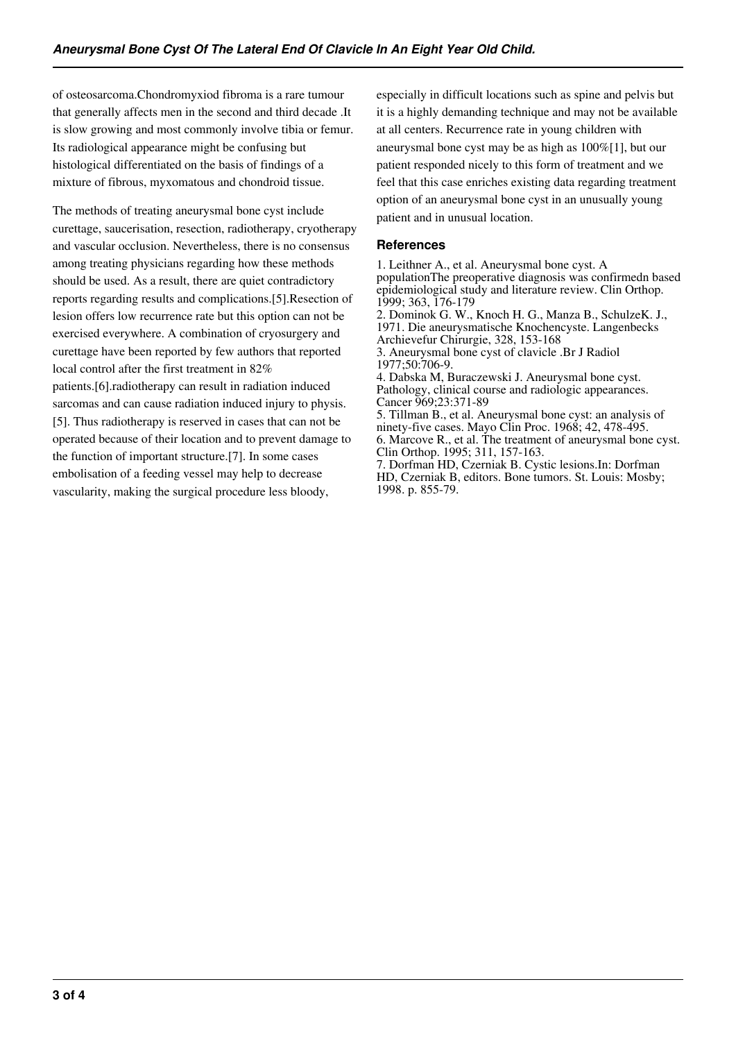of osteosarcoma.Chondromyxiod fibroma is a rare tumour that generally affects men in the second and third decade .It is slow growing and most commonly involve tibia or femur. Its radiological appearance might be confusing but histological differentiated on the basis of findings of a mixture of fibrous, myxomatous and chondroid tissue.

The methods of treating aneurysmal bone cyst include curettage, saucerisation, resection, radiotherapy, cryotherapy and vascular occlusion. Nevertheless, there is no consensus among treating physicians regarding how these methods should be used. As a result, there are quiet contradictory reports regarding results and complications.[5].Resection of lesion offers low recurrence rate but this option can not be exercised everywhere. A combination of cryosurgery and curettage have been reported by few authors that reported local control after the first treatment in 82% patients.[6].radiotherapy can result in radiation induced sarcomas and can cause radiation induced injury to physis.[5]. Thus radiotherapy is reserved in cases that can not be operated because of their location and to prevent damage to the function of important structure.[7]. In some cases embolisation of a feeding vessel may help to decrease vascularity, making the surgical procedure less bloody, especially in difficult locations such as spine and pelvis but it is a highly demanding technique and may not be available at all centers. Recurrence rate in young children with aneurysmal bone cyst may be as high as 100%[1], but our patient responded nicely to this form of treatment and we feel that this case enriches existing data regarding treatment option of an aneurysmal bone cyst in an unusually young patient and in unusual location.

## References

1. Leithner A., et al. Aneurysmal bone cyst. A populationThe preoperative diagnosis was confirmedn based epidemiological study and literature review. Clin Orthop. 1999; 363, 176-179
2. Dominok G. W., Knoch H. G., Manza B., SchulzeK. J., 1971. Die aneurysmatische Knochencyste. Langenbecks Archievefur Chirurgie, 328, 153-168
3. Aneurysmal bone cyst of clavicle .Br J Radiol 1977;50:706-9.
4. Dabska M, Buraczewski J. Aneurysmal bone cyst. Pathology, clinical course and radiologic appearances. Cancer 969;23:371-89
5. Tillman B., et al. Aneurysmal bone cyst: an analysis of ninety-five cases. Mayo Clin Proc. 1968; 42, 478-495.
6. Marcove R., et al. The treatment of aneurysmal bone cyst. Clin Orthop. 1995; 311, 157-163.
7. Dorfman HD, Czerniak B. Cystic lesions.In: Dorfman HD, Czerniak B, editors. Bone tumors. St. Louis: Mosby; 1998. p. 855-79.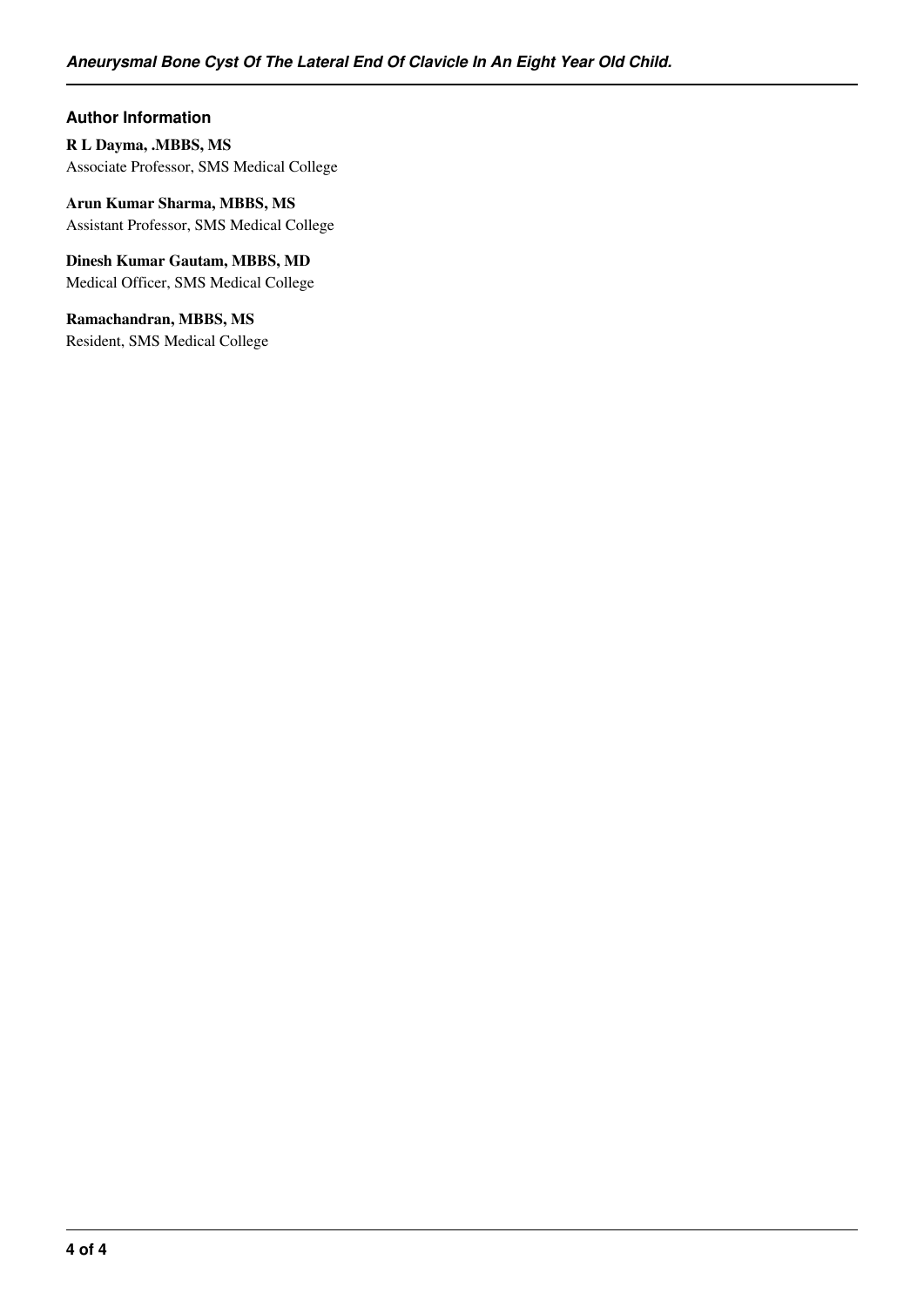### Author Information

**R L Dayma, .MBBS, MS**
Associate Professor, SMS Medical College

**Arun Kumar Sharma, MBBS, MS**
Assistant Professor, SMS Medical College

**Dinesh Kumar Gautam, MBBS, MD**
Medical Officer, SMS Medical College

**Ramachandran, MBBS, MS**
Resident, SMS Medical College